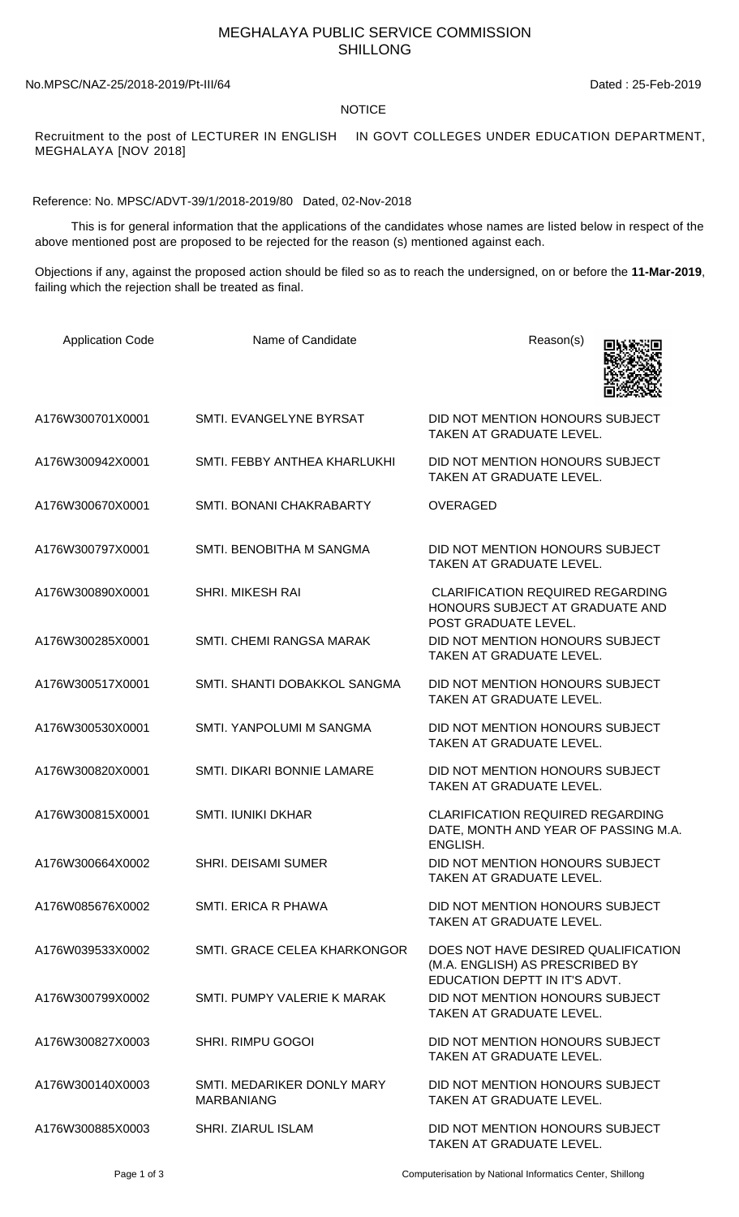# MEGHALAYA PUBLIC SERVICE COMMISSION
## SHILLONG

No.MPSC/NAZ-25/2018-2019/Pt-III/64 Dated : 25-Feb-2019

NOTICE

Recruitment to the post of LECTURER IN ENGLISH IN GOVT COLLEGES UNDER EDUCATION DEPARTMENT, MEGHALAYA [NOV 2018]

Reference: No. MPSC/ADVT-39/1/2018-2019/80 Dated, 02-Nov-2018

This is for general information that the applications of the candidates whose names are listed below in respect of the above mentioned post are proposed to be rejected for the reason (s) mentioned against each.

Objections if any, against the proposed action should be filed so as to reach the undersigned, on or before the **11-Mar-2019**, failing which the rejection shall be treated as final.

| Application Code | Name of Candidate | Reason(s) |
|---|---|---|
| A176W300701X0001 | SMTI. EVANGELYNE BYRSAT | DID NOT MENTION HONOURS SUBJECT TAKEN AT GRADUATE LEVEL. |
| A176W300942X0001 | SMTI. FEBBY ANTHEA KHARLUKHI | DID NOT MENTION HONOURS SUBJECT TAKEN AT GRADUATE LEVEL. |
| A176W300670X0001 | SMTI. BONANI CHAKRABARTY | OVERAGED |
| A176W300797X0001 | SMTI. BENOBITHA M SANGMA | DID NOT MENTION HONOURS SUBJECT TAKEN AT GRADUATE LEVEL. |
| A176W300890X0001 | SHRI. MIKESH RAI | CLARIFICATION REQUIRED REGARDING HONOURS SUBJECT AT GRADUATE AND POST GRADUATE LEVEL. |
| A176W300285X0001 | SMTI. CHEMI RANGSA MARAK | DID NOT MENTION HONOURS SUBJECT TAKEN AT GRADUATE LEVEL. |
| A176W300517X0001 | SMTI. SHANTI DOBAKKOL SANGMA | DID NOT MENTION HONOURS SUBJECT TAKEN AT GRADUATE LEVEL. |
| A176W300530X0001 | SMTI. YANPOLUMI M SANGMA | DID NOT MENTION HONOURS SUBJECT TAKEN AT GRADUATE LEVEL. |
| A176W300820X0001 | SMTI. DIKARI BONNIE LAMARE | DID NOT MENTION HONOURS SUBJECT TAKEN AT GRADUATE LEVEL. |
| A176W300815X0001 | SMTI. IUNIKI DKHAR | CLARIFICATION REQUIRED REGARDING DATE, MONTH AND YEAR OF PASSING M.A. ENGLISH. |
| A176W300664X0002 | SHRI. DEISAMI SUMER | DID NOT MENTION HONOURS SUBJECT TAKEN AT GRADUATE LEVEL. |
| A176W085676X0002 | SMTI. ERICA R PHAWA | DID NOT MENTION HONOURS SUBJECT TAKEN AT GRADUATE LEVEL. |
| A176W039533X0002 | SMTI. GRACE CELEA KHARKONGOR | DOES NOT HAVE DESIRED QUALIFICATION (M.A. ENGLISH) AS PRESCRIBED BY EDUCATION DEPTT IN IT'S ADVT. |
| A176W300799X0002 | SMTI. PUMPY VALERIE K MARAK | DID NOT MENTION HONOURS SUBJECT TAKEN AT GRADUATE LEVEL. |
| A176W300827X0003 | SHRI. RIMPU GOGOI | DID NOT MENTION HONOURS SUBJECT TAKEN AT GRADUATE LEVEL. |
| A176W300140X0003 | SMTI. MEDARIKER DONLY MARY MARBANIANG | DID NOT MENTION HONOURS SUBJECT TAKEN AT GRADUATE LEVEL. |
| A176W300885X0003 | SHRI. ZIARUL ISLAM | DID NOT MENTION HONOURS SUBJECT TAKEN AT GRADUATE LEVEL. |

Computerisation by National Informatics Center, Shillong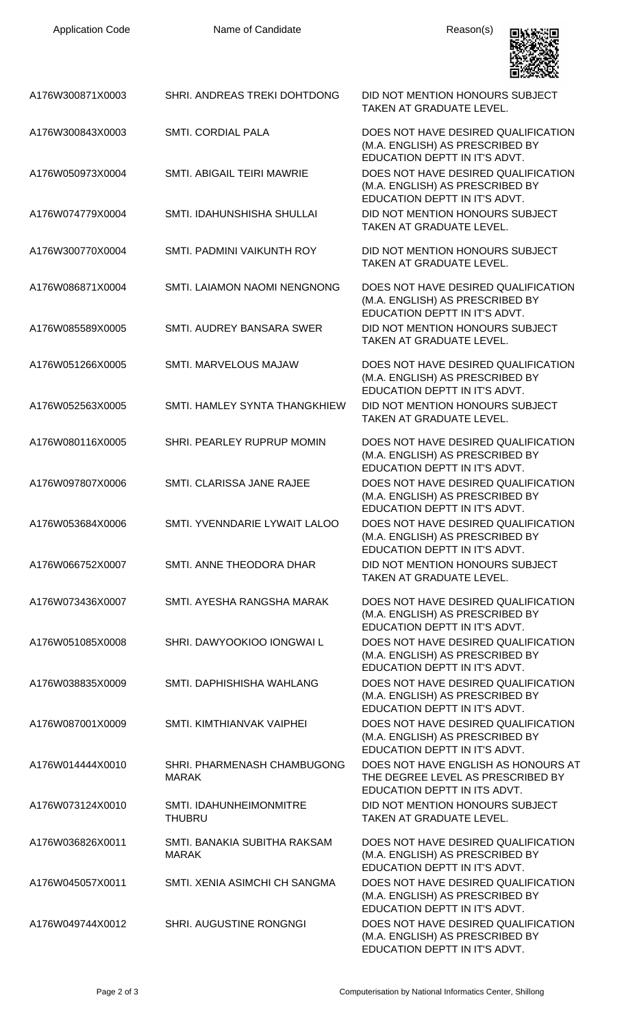| Application Code | Name of Candidate | Reason(s) |
| --- | --- | --- |
| A176W300871X0003 | SHRI. ANDREAS TREKI DOHTDONG | DID NOT MENTION HONOURS SUBJECT TAKEN AT GRADUATE LEVEL. |
| A176W300843X0003 | SMTI. CORDIAL PALA | DOES NOT HAVE DESIRED QUALIFICATION (M.A. ENGLISH) AS PRESCRIBED BY EDUCATION DEPTT IN IT'S ADVT. |
| A176W050973X0004 | SMTI. ABIGAIL TEIRI MAWRIE | DOES NOT HAVE DESIRED QUALIFICATION (M.A. ENGLISH) AS PRESCRIBED BY EDUCATION DEPTT IN IT'S ADVT. |
| A176W074779X0004 | SMTI. IDAHUNSHISHA SHULLAI | DID NOT MENTION HONOURS SUBJECT TAKEN AT GRADUATE LEVEL. |
| A176W300770X0004 | SMTI. PADMINI VAIKUNTH ROY | DID NOT MENTION HONOURS SUBJECT TAKEN AT GRADUATE LEVEL. |
| A176W086871X0004 | SMTI. LAIAMON NAOMI NENGNONG | DOES NOT HAVE DESIRED QUALIFICATION (M.A. ENGLISH) AS PRESCRIBED BY EDUCATION DEPTT IN IT'S ADVT. |
| A176W085589X0005 | SMTI. AUDREY BANSARA SWER | DID NOT MENTION HONOURS SUBJECT TAKEN AT GRADUATE LEVEL. |
| A176W051266X0005 | SMTI. MARVELOUS MAJAW | DOES NOT HAVE DESIRED QUALIFICATION (M.A. ENGLISH) AS PRESCRIBED BY EDUCATION DEPTT IN IT'S ADVT. |
| A176W052563X0005 | SMTI. HAMLEY SYNTA THANGKHIEW | DID NOT MENTION HONOURS SUBJECT TAKEN AT GRADUATE LEVEL. |
| A176W080116X0005 | SHRI. PEARLEY RUPRUP MOMIN | DOES NOT HAVE DESIRED QUALIFICATION (M.A. ENGLISH) AS PRESCRIBED BY EDUCATION DEPTT IN IT'S ADVT. |
| A176W097807X0006 | SMTI. CLARISSA JANE RAJEE | DOES NOT HAVE DESIRED QUALIFICATION (M.A. ENGLISH) AS PRESCRIBED BY EDUCATION DEPTT IN IT'S ADVT. |
| A176W053684X0006 | SMTI. YVENNDARIE LYWAIT LALOO | DOES NOT HAVE DESIRED QUALIFICATION (M.A. ENGLISH) AS PRESCRIBED BY EDUCATION DEPTT IN IT'S ADVT. |
| A176W066752X0007 | SMTI. ANNE THEODORA DHAR | DID NOT MENTION HONOURS SUBJECT TAKEN AT GRADUATE LEVEL. |
| A176W073436X0007 | SMTI. AYESHA RANGSHA MARAK | DOES NOT HAVE DESIRED QUALIFICATION (M.A. ENGLISH) AS PRESCRIBED BY EDUCATION DEPTT IN IT'S ADVT. |
| A176W051085X0008 | SHRI. DAWYOOKIOO IONGWAI L | DOES NOT HAVE DESIRED QUALIFICATION (M.A. ENGLISH) AS PRESCRIBED BY EDUCATION DEPTT IN IT'S ADVT. |
| A176W038835X0009 | SMTI. DAPHISHISHA WAHLANG | DOES NOT HAVE DESIRED QUALIFICATION (M.A. ENGLISH) AS PRESCRIBED BY EDUCATION DEPTT IN IT'S ADVT. |
| A176W087001X0009 | SMTI. KIMTHIANVAK VAIPHEI | DOES NOT HAVE DESIRED QUALIFICATION (M.A. ENGLISH) AS PRESCRIBED BY EDUCATION DEPTT IN IT'S ADVT. |
| A176W014444X0010 | SHRI. PHARMENASH CHAMBUGONG MARAK | DOES NOT HAVE ENGLISH AS HONOURS AT THE DEGREE LEVEL AS PRESCRIBED BY EDUCATION DEPTT IN ITS ADVT. |
| A176W073124X0010 | SMTI. IDAHUNHEIMONMITRE THUBRU | DID NOT MENTION HONOURS SUBJECT TAKEN AT GRADUATE LEVEL. |
| A176W036826X0011 | SMTI. BANAKIA SUBITHA RAKSAM MARAK | DOES NOT HAVE DESIRED QUALIFICATION (M.A. ENGLISH) AS PRESCRIBED BY EDUCATION DEPTT IN IT'S ADVT. |
| A176W045057X0011 | SMTI. XENIA ASIMCHI CH SANGMA | DOES NOT HAVE DESIRED QUALIFICATION (M.A. ENGLISH) AS PRESCRIBED BY EDUCATION DEPTT IN IT'S ADVT. |
| A176W049744X0012 | SHRI. AUGUSTINE RONGNGI | DOES NOT HAVE DESIRED QUALIFICATION (M.A. ENGLISH) AS PRESCRIBED BY EDUCATION DEPTT IN IT'S ADVT. |

Computerisation by National Informatics Center, Shillong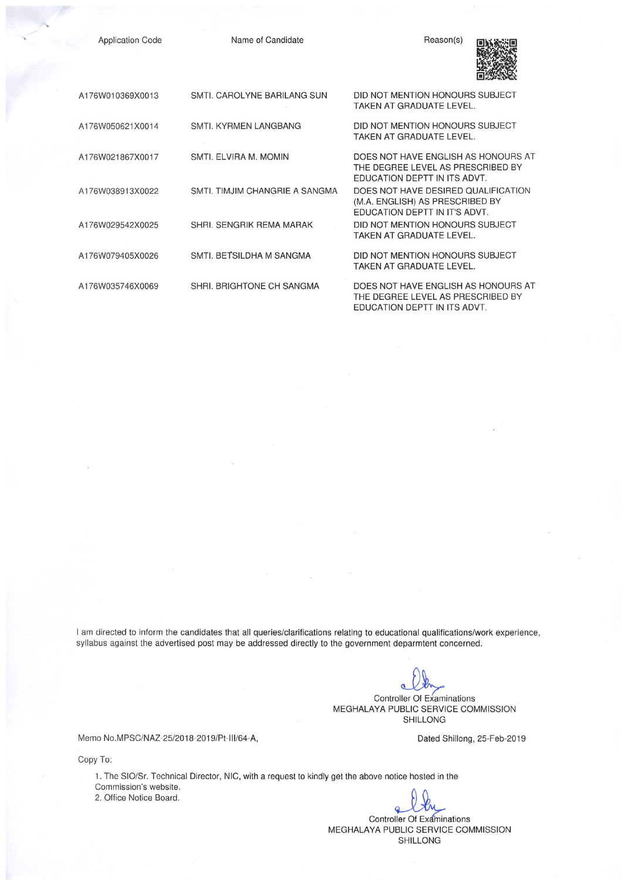| Application Code | Name of Candidate | Reason(s) |
|---|---|---|
| A176W010369X0013 | SMTI. CAROLYNE BARILANG SUN | DID NOT MENTION HONOURS SUBJECT TAKEN AT GRADUATE LEVEL. |
| A176W050621X0014 | SMTI. KYRMEN LANGBANG | DID NOT MENTION HONOURS SUBJECT TAKEN AT GRADUATE LEVEL. |
| A176W021867X0017 | SMTI. ELVIRA M. MOMIN | DOES NOT HAVE ENGLISH AS HONOURS AT THE DEGREE LEVEL AS PRESCRIBED BY EDUCATION DEPTT IN ITS ADVT. |
| A176W038913X0022 | SMTI. TIMJIM CHANGRIE A SANGMA | DOES NOT HAVE DESIRED QUALIFICATION (M.A. ENGLISH) AS PRESCRIBED BY EDUCATION DEPTT IN IT'S ADVT. |
| A176W029542X0025 | SHRI. SENGRIK REMA MARAK | DID NOT MENTION HONOURS SUBJECT TAKEN AT GRADUATE LEVEL. |
| A176W079405X0026 | SMTI. BETSILDHA M SANGMA | DID NOT MENTION HONOURS SUBJECT TAKEN AT GRADUATE LEVEL. |
| A176W035746X0069 | SHRI. BRIGHTONE CH SANGMA | DOES NOT HAVE ENGLISH AS HONOURS AT THE DEGREE LEVEL AS PRESCRIBED BY EDUCATION DEPTT IN ITS ADVT. |

I am directed to inform the candidates that all queries/clarifications relating to educational qualifications/work experience, syllabus against the advertised post may be addressed directly to the government deparmtent concerned.

Controller Of Examinations
MEGHALAYA PUBLIC SERVICE COMMISSION
SHILLONG

Memo No.MPSC/NAZ-25/2018-2019/Pt-III/64-A,

Dated Shillong, 25-Feb-2019

Copy To:

1. The SIO/Sr. Technical Director, NIC, with a request to kindly get the above notice hosted in the Commission's website.
2. Office Notice Board.

Controller Of Examinations
MEGHALAYA PUBLIC SERVICE COMMISSION
SHILLONG